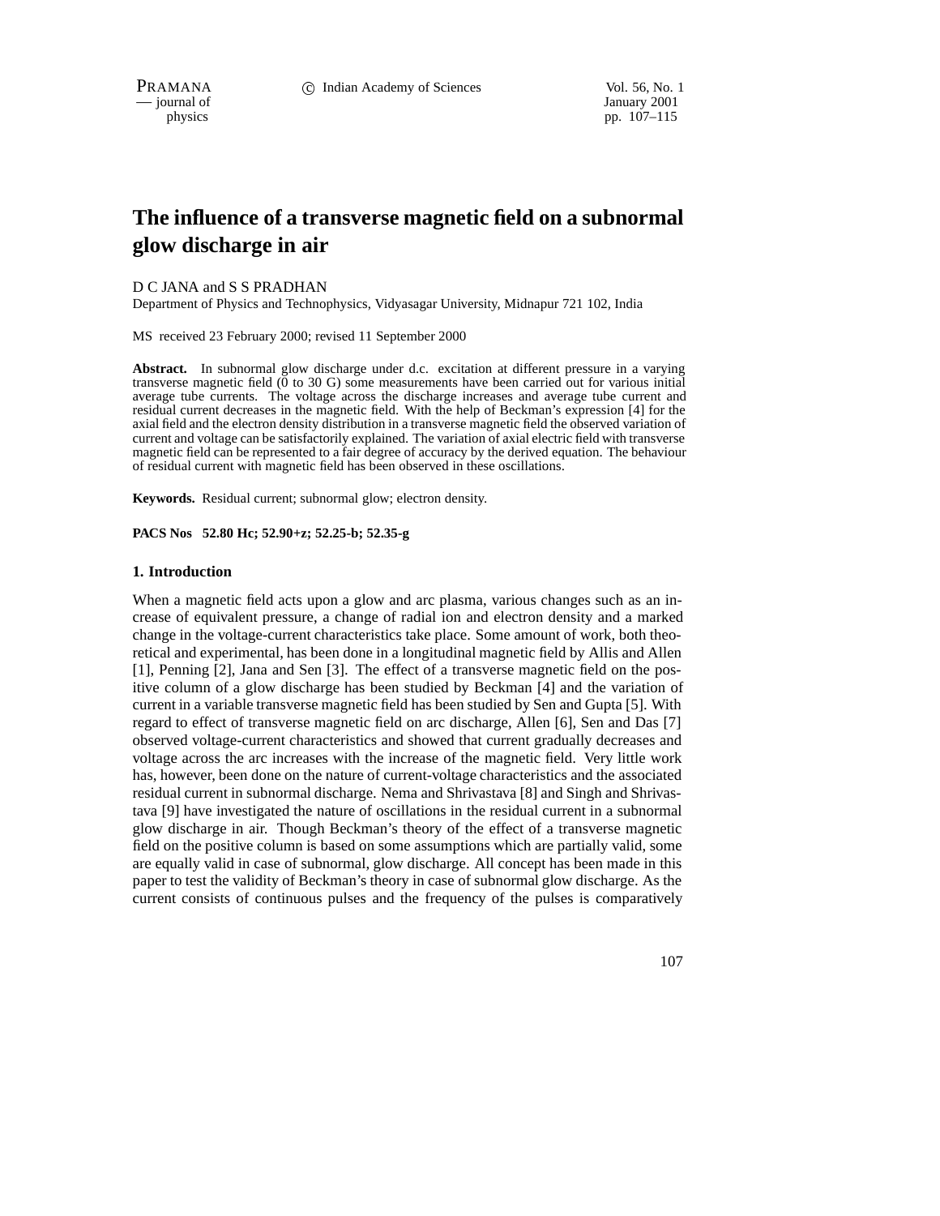# The influence of a transverse magnetic field on a subnormal glow discharge in air

D C JANA and S S PRADHAN

Department of Physics and Technophysics, Vidyasagar University, Midnapur 721 102, India

MS received 23 February 2000; revised 11 September 2000

**Abstract.** In subnormal glow discharge under d.c. excitation at different pressure in a varying transverse magnetic field (0 to 30 G) some measurements have been carried out for various initial average tube currents. The voltage across the discharge increases and average tube current and residual current decreases in the magnetic field. With the help of Beckman's expression [4] for the axial field and the electron density distribution in a transverse magnetic field the observed variation of current and voltage can be satisfactorily explained. The variation of axial electric field with transverse magnetic field can be represented to a fair degree of accuracy by the derived equation. The behaviour of residual current with magnetic field has been observed in these oscillations.

**Keywords.** Residual current; subnormal glow; electron density.

**PACS Nos 52.80 Hc; 52.90+z; 52.25-b; 52.35-g**

## 1. Introduction

When a magnetic field acts upon a glow and arc plasma, various changes such as an increase of equivalent pressure, a change of radial ion and electron density and a marked change in the voltage-current characteristics take place. Some amount of work, both theoretical and experimental, has been done in a longitudinal magnetic field by Allis and Allen [1], Penning [2], Jana and Sen [3]. The effect of a transverse magnetic field on the positive column of a glow discharge has been studied by Beckman [4] and the variation of current in a variable transverse magnetic field has been studied by Sen and Gupta [5]. With regard to effect of transverse magnetic field on arc discharge, Allen [6], Sen and Das [7] observed voltage-current characteristics and showed that current gradually decreases and voltage across the arc increases with the increase of the magnetic field. Very little work has, however, been done on the nature of current-voltage characteristics and the associated residual current in subnormal discharge. Nema and Shrivastava [8] and Singh and Shrivastava [9] have investigated the nature of oscillations in the residual current in a subnormal glow discharge in air. Though Beckman's theory of the effect of a transverse magnetic field on the positive column is based on some assumptions which are partially valid, some are equally valid in case of subnormal, glow discharge. All concept has been made in this paper to test the validity of Beckman's theory in case of subnormal glow discharge. As the current consists of continuous pulses and the frequency of the pulses is comparatively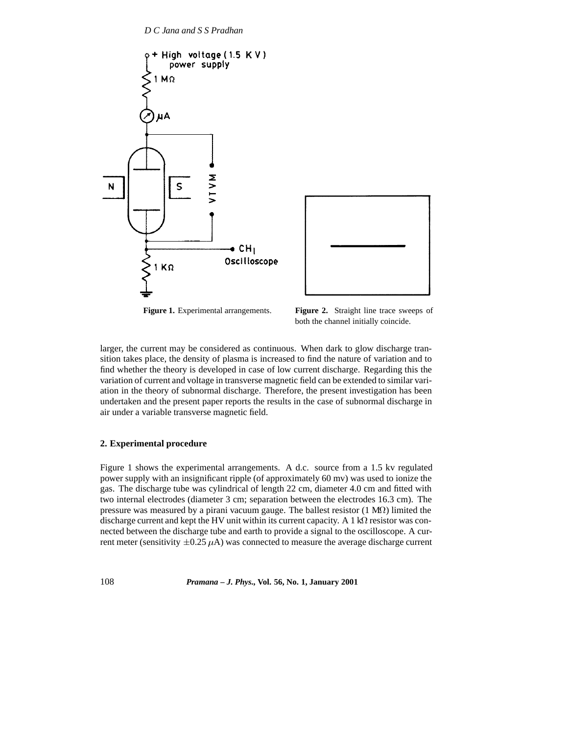Figure 1. Experimental arrangements.

Figure 2. Straight line trace sweeps of both the channel initially coincide.

larger, the current may be considered as continuous. When dark to glow discharge transition takes place, the density of plasma is increased to find the nature of variation and to find whether the theory is developed in case of low current discharge. Regarding this the variation of current and voltage in transverse magnetic field can be extended to similar variation in the theory of subnormal discharge. Therefore, the present investigation has been undertaken and the present paper reports the results in the case of subnormal discharge in air under a variable transverse magnetic field.

## 2. Experimental procedure

Figure 1 shows the experimental arrangements. A d.c. source from a 1.5 kv regulated power supply with an insignificant ripple (of approximately 60 mv) was used to ionize the gas. The discharge tube was cylindrical of length 22 cm, diameter 4.0 cm and fitted with two internal electrodes (diameter 3 cm; separation between the electrodes 16.3 cm). The pressure was measured by a pirani vacuum gauge. The ballest resistor (1 M$\Omega$) limited the discharge current and kept the HV unit within its current capacity. A 1 k$\Omega$ resistor was connected between the discharge tube and earth to provide a signal to the oscilloscope. A current meter (sensitivity $\pm 0.25\,\mu$A) was connected to measure the average discharge current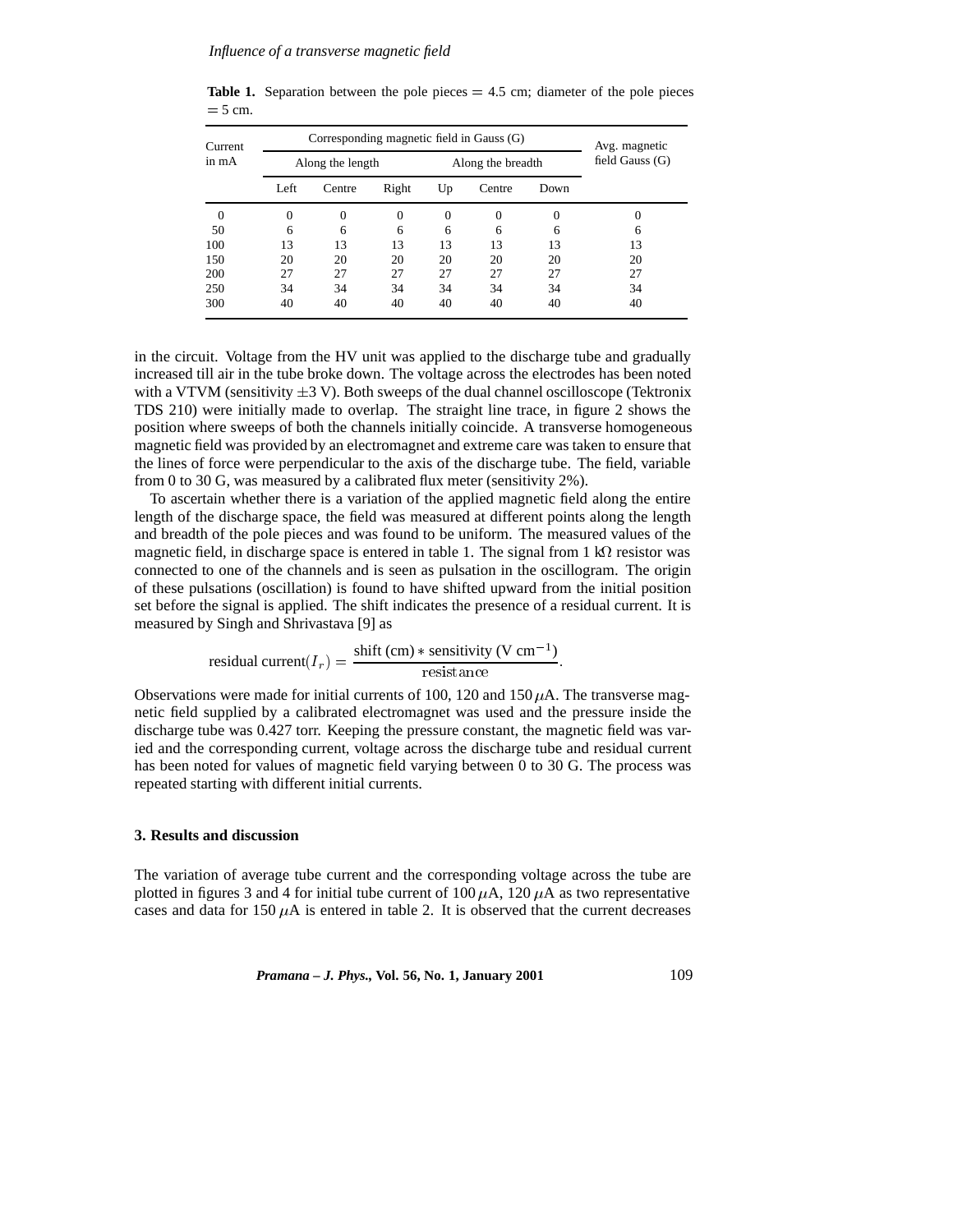**Table 1.** Separation between the pole pieces = 4.5 cm; diameter of the pole pieces = 5 cm.

| Current in mA | Corresponding magnetic field in Gauss (G) | | | | | | Avg. magnetic field Gauss (G) |
|---|---|---|---|---|---|---|---|
| | Along the length | | | Along the breadth | | | |
| | Left | Centre | Right | Up | Centre | Down | |
| 0 | 0 | 0 | 0 | 0 | 0 | 0 | 0 |
| 50 | 6 | 6 | 6 | 6 | 6 | 6 | 6 |
| 100 | 13 | 13 | 13 | 13 | 13 | 13 | 13 |
| 150 | 20 | 20 | 20 | 20 | 20 | 20 | 20 |
| 200 | 27 | 27 | 27 | 27 | 27 | 27 | 27 |
| 250 | 34 | 34 | 34 | 34 | 34 | 34 | 34 |
| 300 | 40 | 40 | 40 | 40 | 40 | 40 | 40 |

in the circuit. Voltage from the HV unit was applied to the discharge tube and gradually increased till air in the tube broke down. The voltage across the electrodes has been noted with a VTVM (sensitivity $\pm 3$ V). Both sweeps of the dual channel oscilloscope (Tektronix TDS 210) were initially made to overlap. The straight line trace, in figure 2 shows the position where sweeps of both the channels initially coincide. A transverse homogeneous magnetic field was provided by an electromagnet and extreme care was taken to ensure that the lines of force were perpendicular to the axis of the discharge tube. The field, variable from 0 to 30 G, was measured by a calibrated flux meter (sensitivity 2%).

To ascertain whether there is a variation of the applied magnetic field along the entire length of the discharge space, the field was measured at different points along the length and breadth of the pole pieces and was found to be uniform. The measured values of the magnetic field, in discharge space is entered in table 1. The signal from 1 k$\Omega$ resistor was connected to one of the channels and is seen as pulsation in the oscillogram. The origin of these pulsations (oscillation) is found to have shifted upward from the initial position set before the signal is applied. The shift indicates the presence of a residual current. It is measured by Singh and Shrivastava [9] as

$$\text{residual current}(I_r) = \frac{\text{shift (cm)} * \text{sensitivity (V cm}^{-1})}{\text{resistance}}.$$

Observations were made for initial currents of 100, 120 and 150 $\mu$A. The transverse magnetic field supplied by a calibrated electromagnet was used and the pressure inside the discharge tube was 0.427 torr. Keeping the pressure constant, the magnetic field was varied and the corresponding current, voltage across the discharge tube and residual current has been noted for values of magnetic field varying between 0 to 30 G. The process was repeated starting with different initial currents.

## 3. Results and discussion

The variation of average tube current and the corresponding voltage across the tube are plotted in figures 3 and 4 for initial tube current of 100 $\mu$A, 120 $\mu$A as two representative cases and data for 150 $\mu$A is entered in table 2. It is observed that the current decreases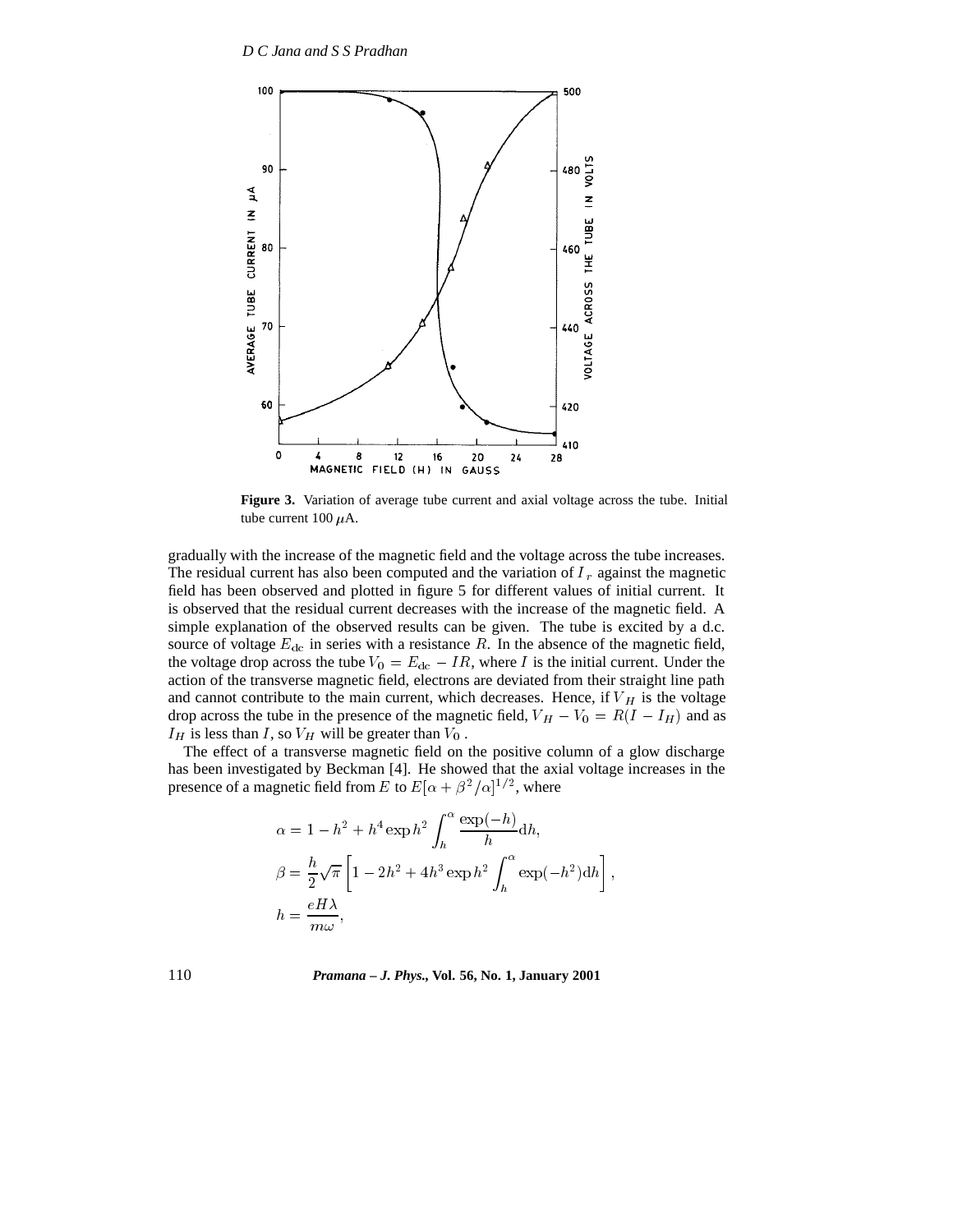**Figure 3.** Variation of average tube current and axial voltage across the tube. Initial tube current 100 $\mu$A.

gradually with the increase of the magnetic field and the voltage across the tube increases. The residual current has also been computed and the variation of $I_r$ against the magnetic field has been observed and plotted in figure 5 for different values of initial current. It is observed that the residual current decreases with the increase of the magnetic field. A simple explanation of the observed results can be given. The tube is excited by a d.c. source of voltage $E_{\rm dc}$ in series with a resistance $R$. In the absence of the magnetic field, the voltage drop across the tube $V_0 = E_{\rm dc} - IR$, where $I$ is the initial current. Under the action of the transverse magnetic field, electrons are deviated from their straight line path and cannot contribute to the main current, which decreases. Hence, if $V_H$ is the voltage drop across the tube in the presence of the magnetic field, $V_H - V_0 = R(I - I_H)$ and as $I_H$ is less than $I$, so $V_H$ will be greater than $V_0$.

The effect of a transverse magnetic field on the positive column of a glow discharge has been investigated by Beckman [4]. He showed that the axial voltage increases in the presence of a magnetic field from $E$ to $E[\alpha + \beta^2/\alpha]^{1/2}$, where

$$\alpha = 1 - h^2 + h^4 \exp h^2 \int_h^\alpha \frac{\exp(-h)}{h} \mathrm{d}h,$$

$$\beta = \frac{h}{2}\sqrt{\pi}\left[1 - 2h^2 + 4h^3 \exp h^2 \int_h^\alpha \exp(-h^2)\mathrm{d}h\right],$$

$$h = \frac{eH\lambda}{m\omega},$$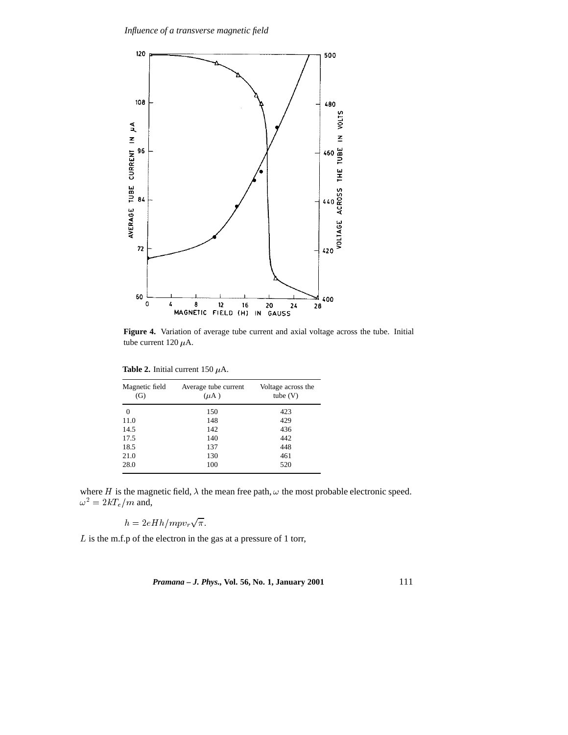**Figure 4.** Variation of average tube current and axial voltage across the tube. Initial tube current 120 $\mu$A.

**Table 2.** Initial current 150 $\mu$A.

| Magnetic field (G) | Average tube current ($\mu$A) | Voltage across the tube (V) |
|---|---|---|
| 0 | 150 | 423 |
| 11.0 | 148 | 429 |
| 14.5 | 142 | 436 |
| 17.5 | 140 | 442 |
| 18.5 | 137 | 448 |
| 21.0 | 130 | 461 |
| 28.0 | 100 | 520 |

where $H$ is the magnetic field, $\lambda$ the mean free path, $\omega$ the most probable electronic speed. $\omega^2 = 2kT_e/m$ and,

$$h = 2eHh/mpv_r\sqrt{\pi}.$$

$L$ is the m.f.p of the electron in the gas at a pressure of 1 torr,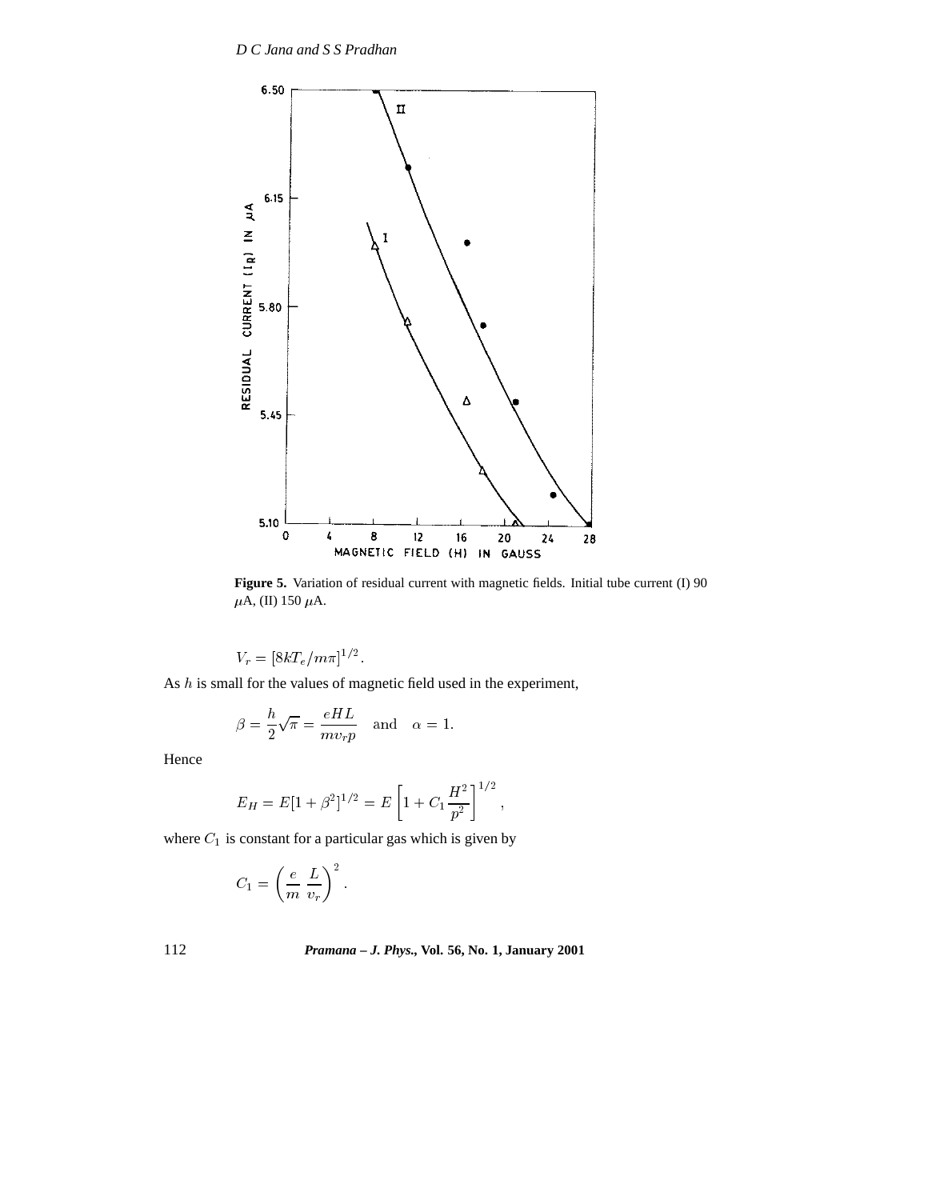**Figure 5.** Variation of residual current with magnetic fields. Initial tube current (I) 90 $\mu$A, (II) 150 $\mu$A.

$$V_r = [8kT_e/m\pi]^{1/2}.$$

As $h$ is small for the values of magnetic field used in the experiment,

$$\beta = \frac{h}{2}\sqrt{\pi} = \frac{eHL}{mv_r p} \quad \text{and} \quad \alpha = 1.$$

Hence

$$E_H = E[1+\beta^2]^{1/2} = E\left[1 + C_1\frac{H^2}{p^2}\right]^{1/2},$$

where $C_1$ is constant for a particular gas which is given by

$$C_1 = \left(\frac{e}{m}\,\frac{L}{v_r}\right)^2.$$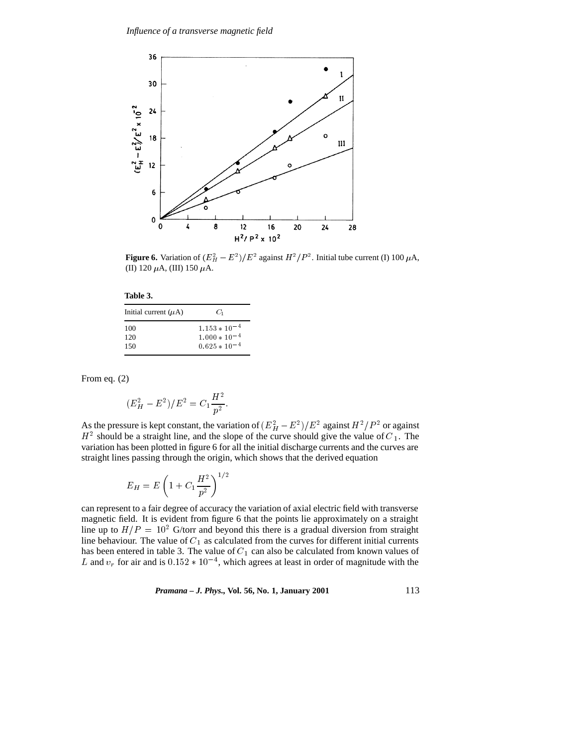**Figure 6.** Variation of $(E_H^2 - E^2)/E^2$ against $H^2/P^2$. Initial tube current (I) 100 $\mu$A, (II) 120 $\mu$A, (III) 150 $\mu$A.

**Table 3.**

| Initial current ($\mu$A) | $C_1$ |
|---|---|
| 100 | $1.153 * 10^{-4}$ |
| 120 | $1.000 * 10^{-4}$ |
| 150 | $0.625 * 10^{-4}$ |

From eq. (2)

$$(E_H^2 - E^2)/E^2 = C_1 \frac{H^2}{p^2}.$$

As the pressure is kept constant, the variation of $(E_H^2 - E^2)/E^2$ against $H^2/P^2$ or against $H^2$ should be a straight line, and the slope of the curve should give the value of $C_1$. The variation has been plotted in figure 6 for all the initial discharge currents and the curves are straight lines passing through the origin, which shows that the derived equation

$$E_H = E\left(1 + C_1 \frac{H^2}{p^2}\right)^{1/2}$$

can represent to a fair degree of accuracy the variation of axial electric field with transverse magnetic field. It is evident from figure 6 that the points lie approximately on a straight line up to $H/P = 10^2$ G/torr and beyond this there is a gradual diversion from straight line behaviour. The value of $C_1$ as calculated from the curves for different initial currents has been entered in table 3. The value of $C_1$ can also be calculated from known values of $L$ and $v_r$ for air and is $0.152 * 10^{-4}$, which agrees at least in order of magnitude with the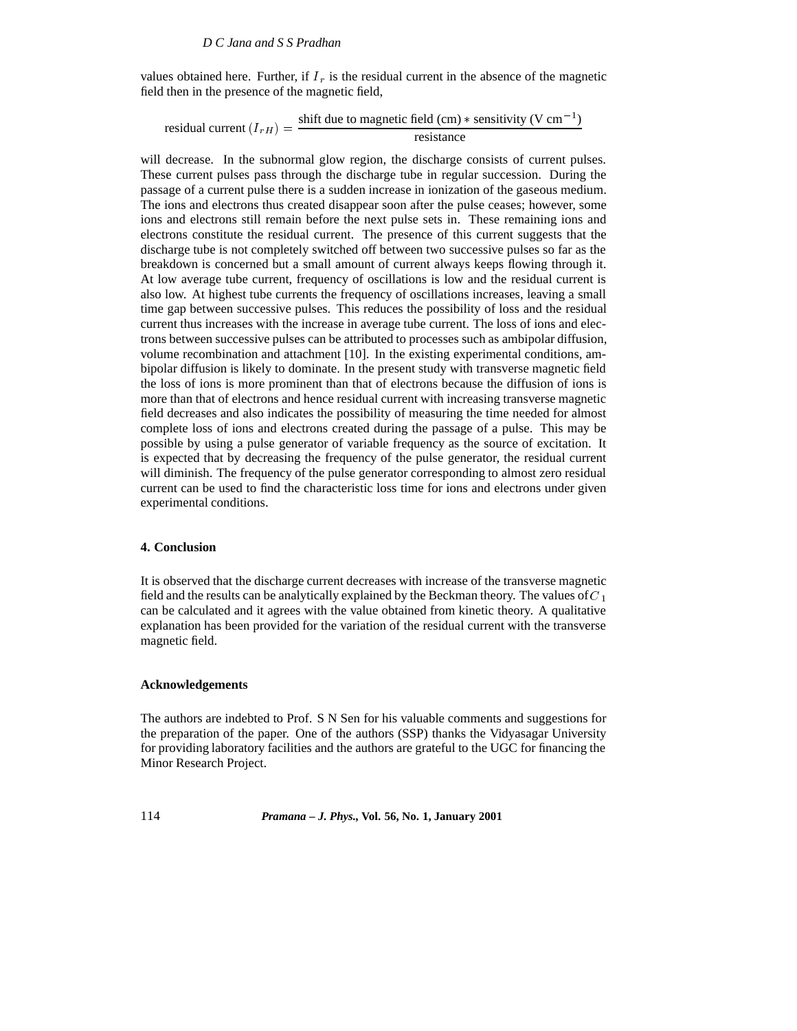values obtained here. Further, if $I_r$ is the residual current in the absence of the magnetic field then in the presence of the magnetic field,

$$\text{residual current } (I_{rH}) = \frac{\text{shift due to magnetic field (cm)} * \text{sensitivity (V cm}^{-1}\text{)}}{\text{resistance}}$$

will decrease. In the subnormal glow region, the discharge consists of current pulses. These current pulses pass through the discharge tube in regular succession. During the passage of a current pulse there is a sudden increase in ionization of the gaseous medium. The ions and electrons thus created disappear soon after the pulse ceases; however, some ions and electrons still remain before the next pulse sets in. These remaining ions and electrons constitute the residual current. The presence of this current suggests that the discharge tube is not completely switched off between two successive pulses so far as the breakdown is concerned but a small amount of current always keeps flowing through it. At low average tube current, frequency of oscillations is low and the residual current is also low. At highest tube currents the frequency of oscillations increases, leaving a small time gap between successive pulses. This reduces the possibility of loss and the residual current thus increases with the increase in average tube current. The loss of ions and electrons between successive pulses can be attributed to processes such as ambipolar diffusion, volume recombination and attachment [10]. In the existing experimental conditions, ambipolar diffusion is likely to dominate. In the present study with transverse magnetic field the loss of ions is more prominent than that of electrons because the diffusion of ions is more than that of electrons and hence residual current with increasing transverse magnetic field decreases and also indicates the possibility of measuring the time needed for almost complete loss of ions and electrons created during the passage of a pulse. This may be possible by using a pulse generator of variable frequency as the source of excitation. It is expected that by decreasing the frequency of the pulse generator, the residual current will diminish. The frequency of the pulse generator corresponding to almost zero residual current can be used to find the characteristic loss time for ions and electrons under given experimental conditions.

## 4. Conclusion

It is observed that the discharge current decreases with increase of the transverse magnetic field and the results can be analytically explained by the Beckman theory. The values of $C_1$ can be calculated and it agrees with the value obtained from kinetic theory. A qualitative explanation has been provided for the variation of the residual current with the transverse magnetic field.

## Acknowledgements

The authors are indebted to Prof. S N Sen for his valuable comments and suggestions for the preparation of the paper. One of the authors (SSP) thanks the Vidyasagar University for providing laboratory facilities and the authors are grateful to the UGC for financing the Minor Research Project.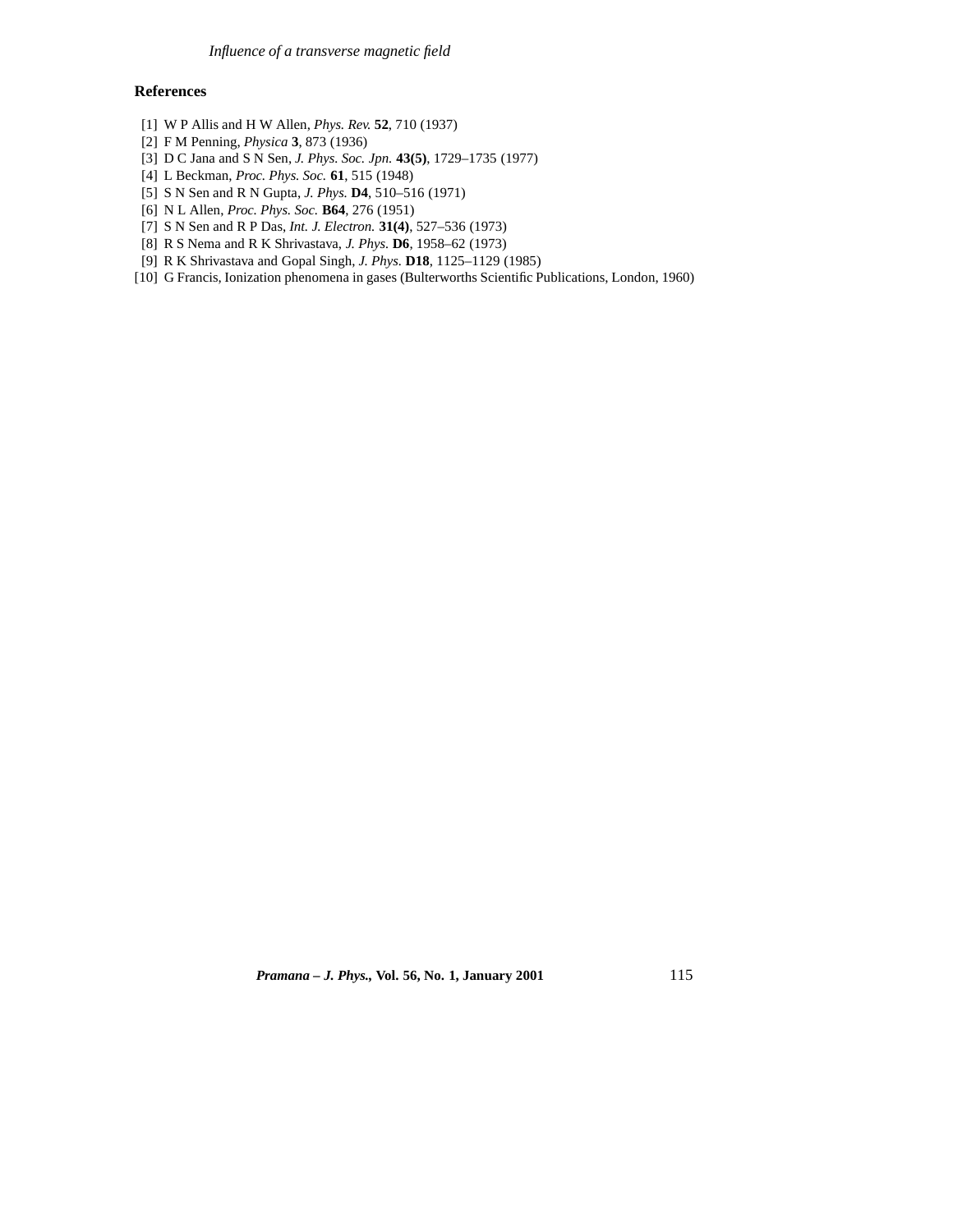## References

[1] W P Allis and H W Allen, *Phys. Rev.* **52**, 710 (1937)
[2] F M Penning, *Physica* **3**, 873 (1936)
[3] D C Jana and S N Sen, *J. Phys. Soc. Jpn.* **43(5)**, 1729–1735 (1977)
[4] L Beckman, *Proc. Phys. Soc.* **61**, 515 (1948)
[5] S N Sen and R N Gupta, *J. Phys.* **D4**, 510–516 (1971)
[6] N L Allen, *Proc. Phys. Soc.* **B64**, 276 (1951)
[7] S N Sen and R P Das, *Int. J. Electron.* **31(4)**, 527–536 (1973)
[8] R S Nema and R K Shrivastava, *J. Phys.* **D6**, 1958–62 (1973)
[9] R K Shrivastava and Gopal Singh, *J. Phys.* **D18**, 1125–1129 (1985)
[10] G Francis, Ionization phenomena in gases (Bulterworths Scientific Publications, London, 1960)